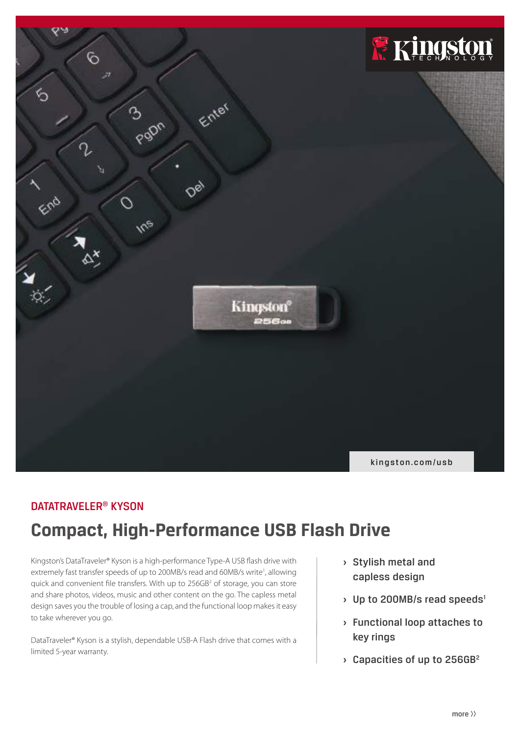kingston.com/usb

DATATRAVELER® KYSON

# Compact, High-Performance USB Flash Drive

Kingston's DataTraveler® Kyson is a high-performance Type-A USB flash drive with extremely fast transfer speeds of up to 200MB/s read and 60MB/s write[1], allowing quick and convenient file transfers. With up to 256GB[2] of storage, you can store and share photos, videos, music and other content on the go. The capless metal design saves you the trouble of losing a cap, and the functional loop makes it easy to take wherever you go.

DataTraveler® Kyson is a stylish, dependable USB-A Flash drive that comes with a limited 5-year warranty.

- **Stylish metal and capless design**
- **Up to 200MB/s read speeds[1]**
- **Functional loop attaches to key rings**
- **Capacities of up to 256GB[2]**

more ››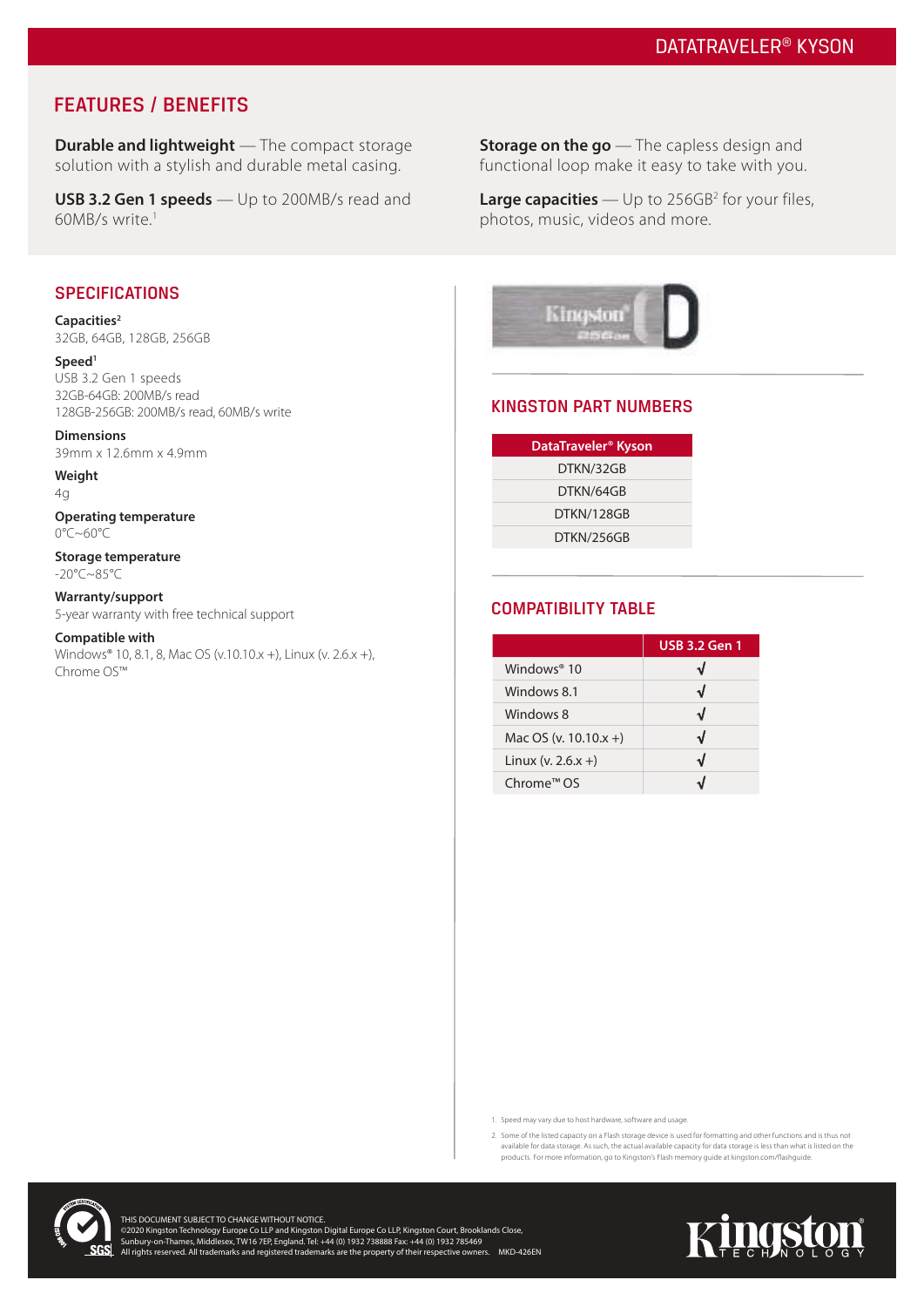# FEATURES / BENEFITS

**Durable and lightweight** — The compact storage solution with a stylish and durable metal casing.

**USB 3.2 Gen 1 speeds** — Up to 200MB/s read and 60MB/s write.[1]

**Storage on the go** — The capless design and functional loop make it easy to take with you.

**Large capacities** — Up to 256GB[2] for your files, photos, music, videos and more.

## SPECIFICATIONS

**Capacities[2]**
32GB, 64GB, 128GB, 256GB

**Speed[1]**
USB 3.2 Gen 1 speeds
32GB-64GB: 200MB/s read
128GB-256GB: 200MB/s read, 60MB/s write

**Dimensions**
39mm x 12.6mm x 4.9mm

**Weight**
4g

**Operating temperature**
0°C~60°C

**Storage temperature**
-20°C~85°C

**Warranty/support**
5-year warranty with free technical support

**Compatible with**
Windows® 10, 8.1, 8, Mac OS (v.10.10.x +), Linux (v. 2.6.x +), Chrome OS™

## KINGSTON PART NUMBERS

| DataTraveler® Kyson |
|---|
| DTKN/32GB |
| DTKN/64GB |
| DTKN/128GB |
| DTKN/256GB |

## COMPATIBILITY TABLE

| | USB 3.2 Gen 1 |
|---|---|
| Windows® 10 | √ |
| Windows 8.1 | √ |
| Windows 8 | √ |
| Mac OS (v. 10.10.x +) | √ |
| Linux (v. 2.6.x +) | √ |
| Chrome™ OS | √ |

1. Speed may vary due to host hardware, software and usage.
2. Some of the listed capacity on a Flash storage device is used for formatting and other functions and is thus not available for data storage. As such, the actual available capacity for data storage is less than what is listed on the products. For more information, go to Kingston's Flash memory guide at kingston.com/flashguide.

THIS DOCUMENT SUBJECT TO CHANGE WITHOUT NOTICE.
©2020 Kingston Technology Europe Co LLP and Kingston Digital Europe Co LLP, Kingston Court, Brooklands Close, Sunbury-on-Thames, Middlesex, TW16 7EP, England. Tel: +44 (0) 1932 738888 Fax: +44 (0) 1932 785469
All rights reserved. All trademarks and registered trademarks are the property of their respective owners. MKD-426EN